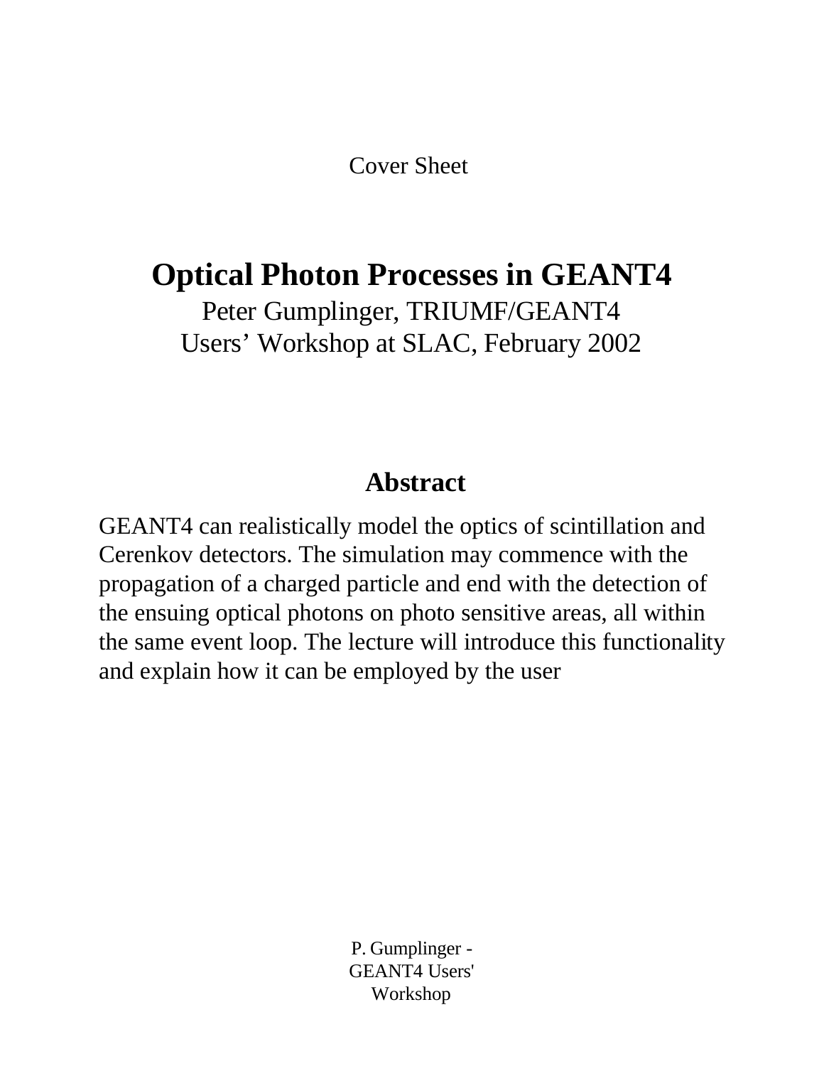Cover Sheet

# Optical Photon Processes in GEANT4

Peter Gumplinger, TRIUMF/GEANT4
Users' Workshop at SLAC, February 2002

## Abstract

GEANT4 can realistically model the optics of scintillation and Cerenkov detectors. The simulation may commence with the propagation of a charged particle and end with the detection of the ensuing optical photons on photo sensitive areas, all within the same event loop. The lecture will introduce this functionality and explain how it can be employed by the user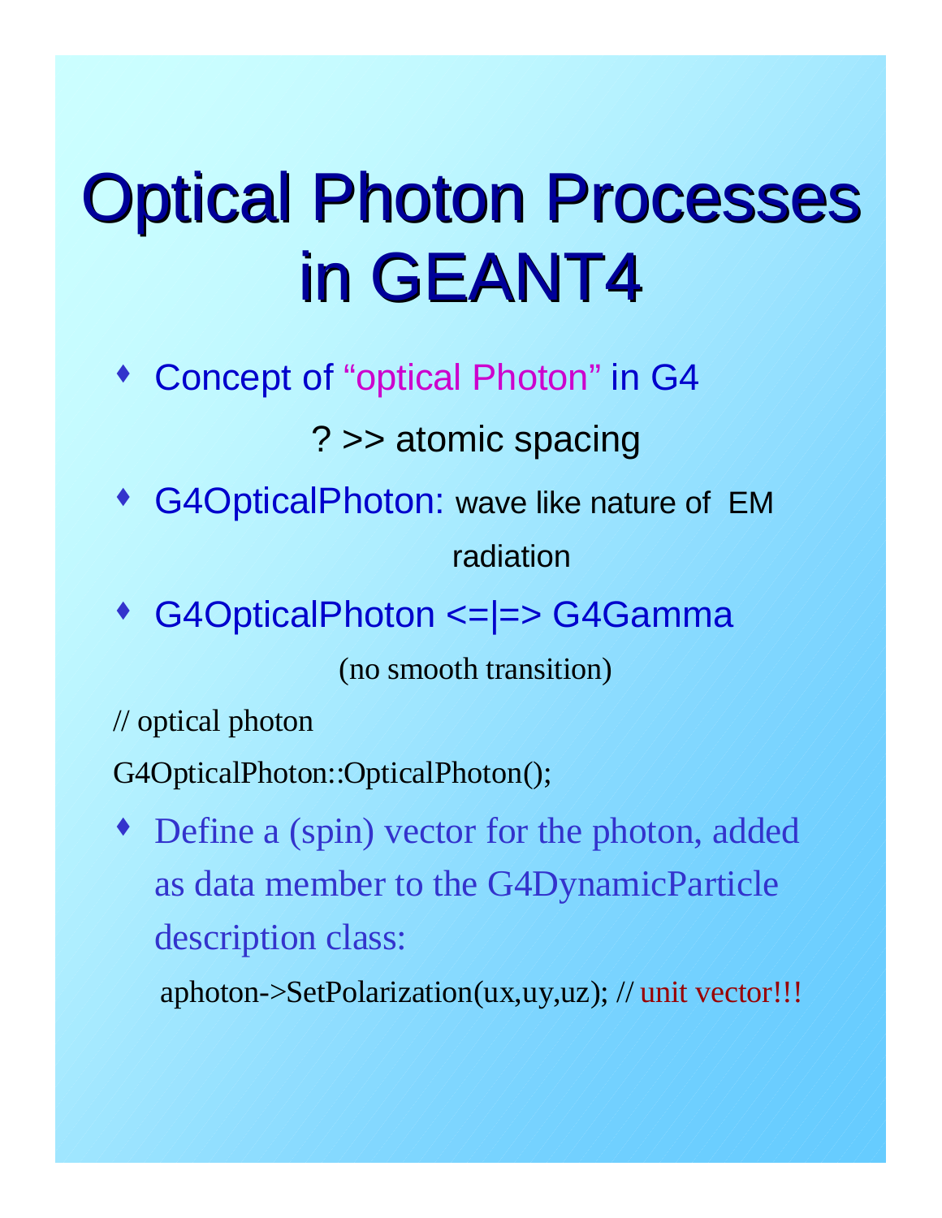# Optical Photon Processes in GEANT4

- Concept of "optical Photon" in G4

  ? >> atomic spacing

- G4OpticalPhoton: wave like nature of EM radiation

- G4OpticalPhoton <=|=> G4Gamma

  (no smooth transition)

```
// optical photon
G4OpticalPhoton::OpticalPhoton();
```

- Define a (spin) vector for the photon, added as data member to the G4DynamicParticle description class:

```
aphoton->SetPolarization(ux,uy,uz); // unit vector!!!
```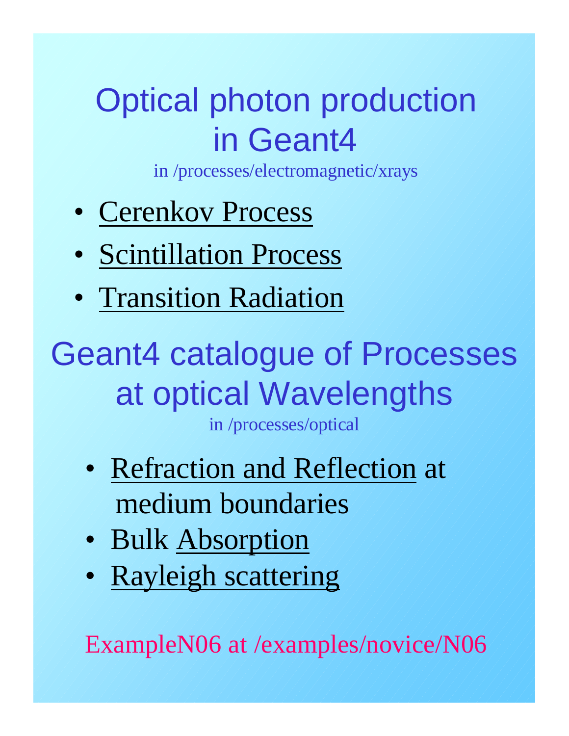# Optical photon production in Geant4

in /processes/electromagnetic/xrays

- Cerenkov Process
- Scintillation Process
- Transition Radiation

# Geant4 catalogue of Processes at optical Wavelengths

in /processes/optical

- Refraction and Reflection at medium boundaries
- Bulk Absorption
- Rayleigh scattering

ExampleN06 at /examples/novice/N06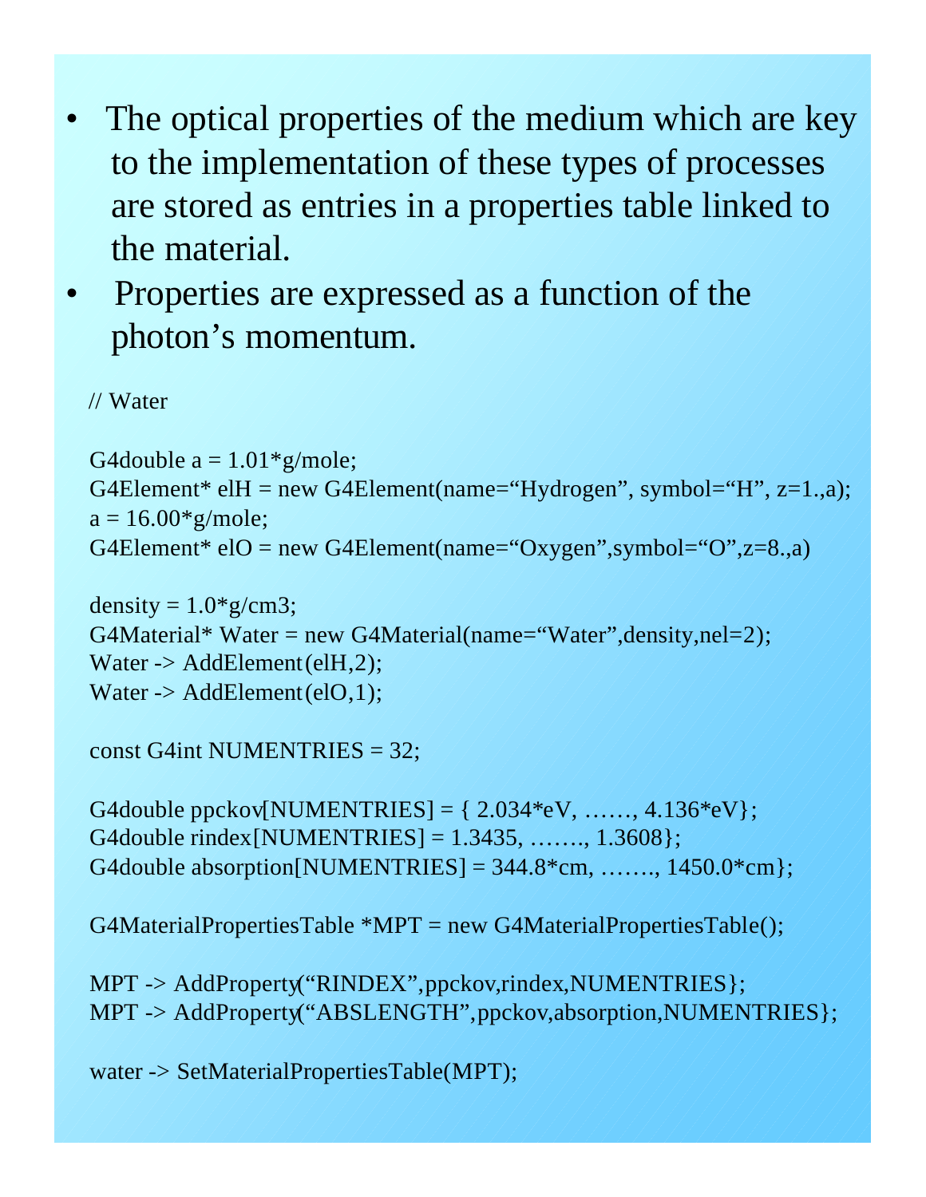- The optical properties of the medium which are key to the implementation of these types of processes are stored as entries in a properties table linked to the material.
- Properties are expressed as a function of the photon's momentum.

```
// Water

G4double a = 1.01*g/mole;
G4Element* elH = new G4Element(name="Hydrogen", symbol="H", z=1.,a);
a = 16.00*g/mole;
G4Element* elO = new G4Element(name="Oxygen",symbol="O",z=8.,a)

density = 1.0*g/cm3;
G4Material* Water = new G4Material(name="Water",density,nel=2);
Water -> AddElement(elH,2);
Water -> AddElement(elO,1);

const G4int NUMENTRIES = 32;

G4double ppckov[NUMENTRIES] = { 2.034*eV, ……, 4.136*eV};
G4double rindex[NUMENTRIES] = 1.3435, ……., 1.3608};
G4double absorption[NUMENTRIES] = 344.8*cm, ……., 1450.0*cm};

G4MaterialPropertiesTable *MPT = new G4MaterialPropertiesTable();

MPT -> AddProperty("RINDEX",ppckov,rindex,NUMENTRIES};
MPT -> AddProperty("ABSLENGTH",ppckov,absorption,NUMENTRIES};

water -> SetMaterialPropertiesTable(MPT);
```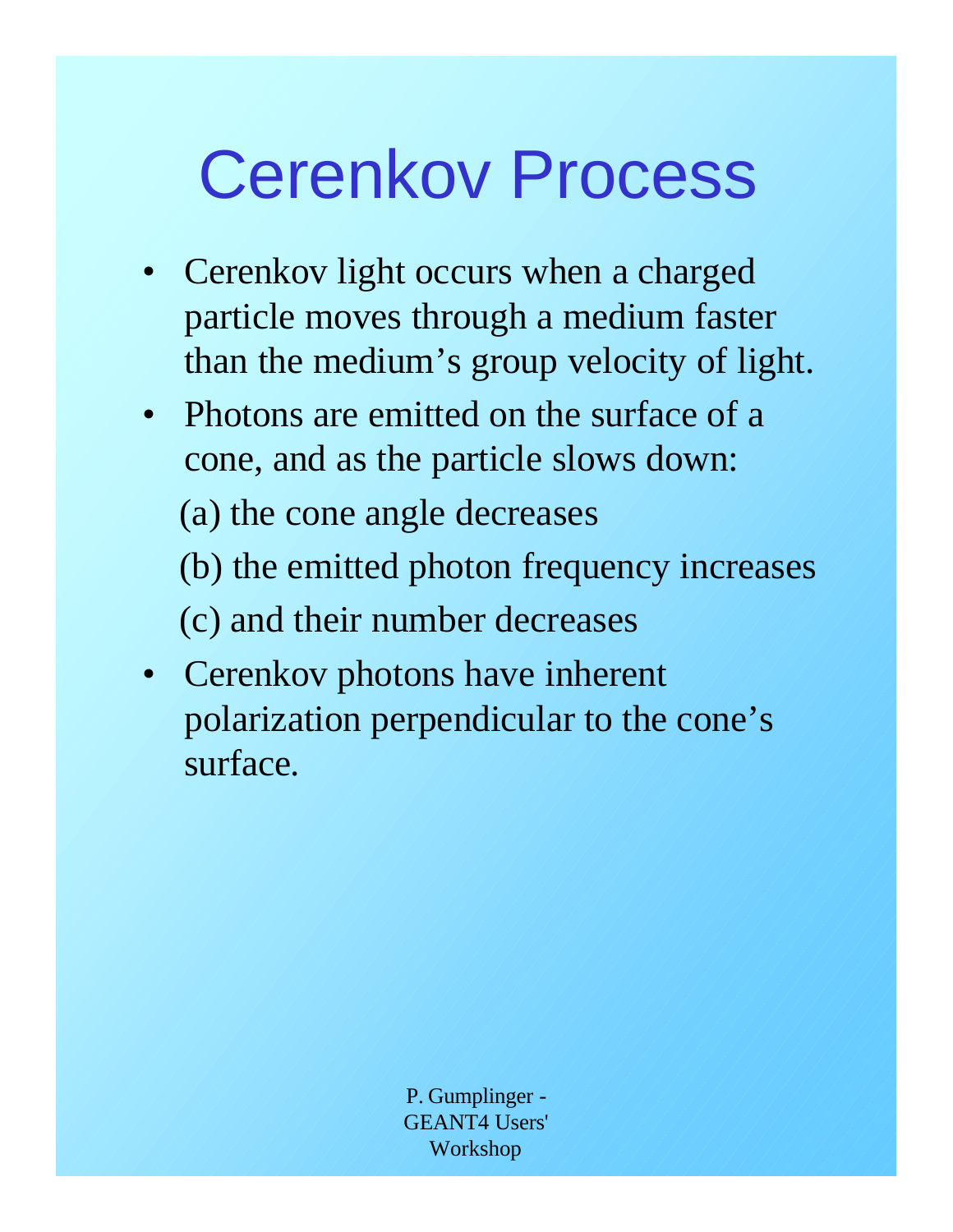# Cerenkov Process

- Cerenkov light occurs when a charged particle moves through a medium faster than the medium's group velocity of light.
- Photons are emitted on the surface of a cone, and as the particle slows down:

  (a) the cone angle decreases

  (b) the emitted photon frequency increases

  (c) and their number decreases
- Cerenkov photons have inherent polarization perpendicular to the cone's surface.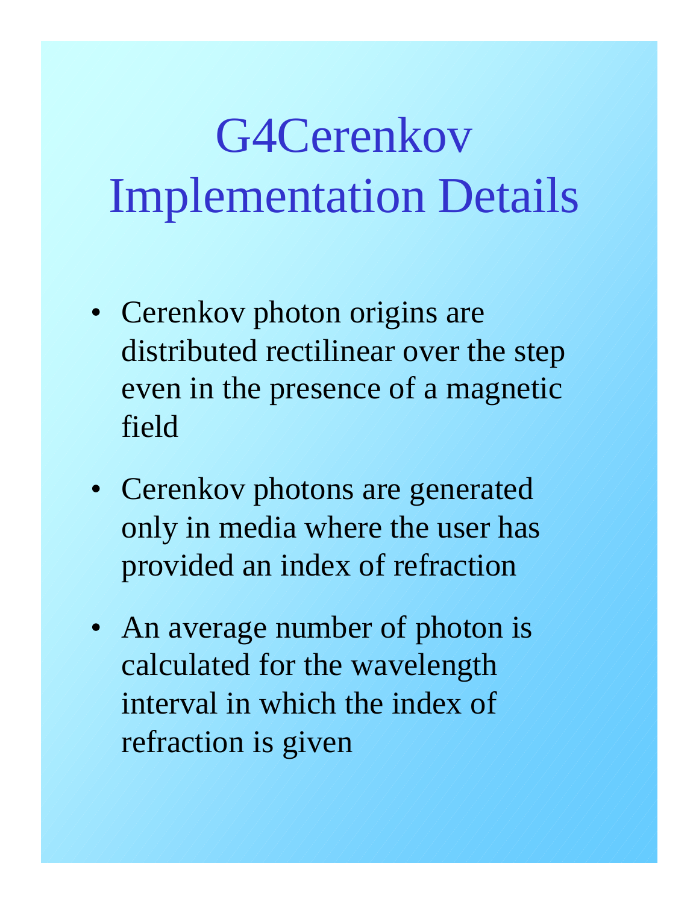# G4Cerenkov Implementation Details

- Cerenkov photon origins are distributed rectilinear over the step even in the presence of a magnetic field
- Cerenkov photons are generated only in media where the user has provided an index of refraction
- An average number of photon is calculated for the wavelength interval in which the index of refraction is given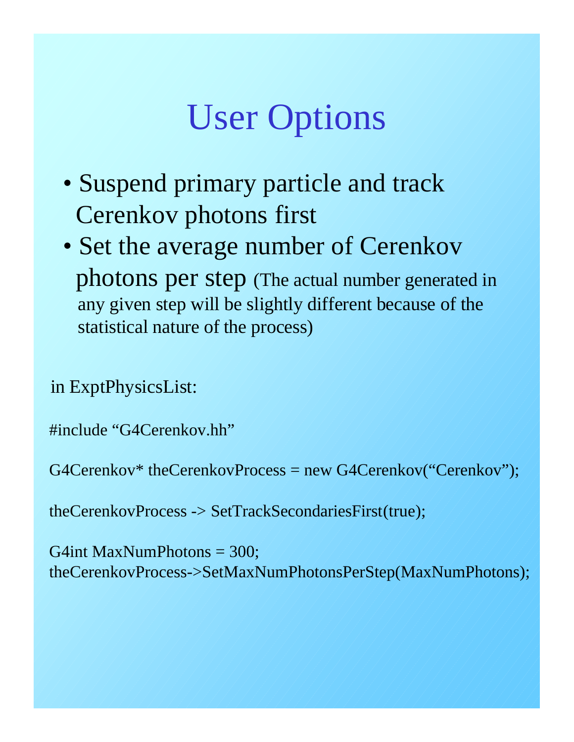# User Options

- Suspend primary particle and track Cerenkov photons first
- Set the average number of Cerenkov photons per step (The actual number generated in any given step will be slightly different because of the statistical nature of the process)

in ExptPhysicsList:

```
#include "G4Cerenkov.hh"

G4Cerenkov* theCerenkovProcess = new G4Cerenkov("Cerenkov");

theCerenkovProcess -> SetTrackSecondariesFirst(true);

G4int MaxNumPhotons = 300;
theCerenkovProcess->SetMaxNumPhotonsPerStep(MaxNumPhotons);
```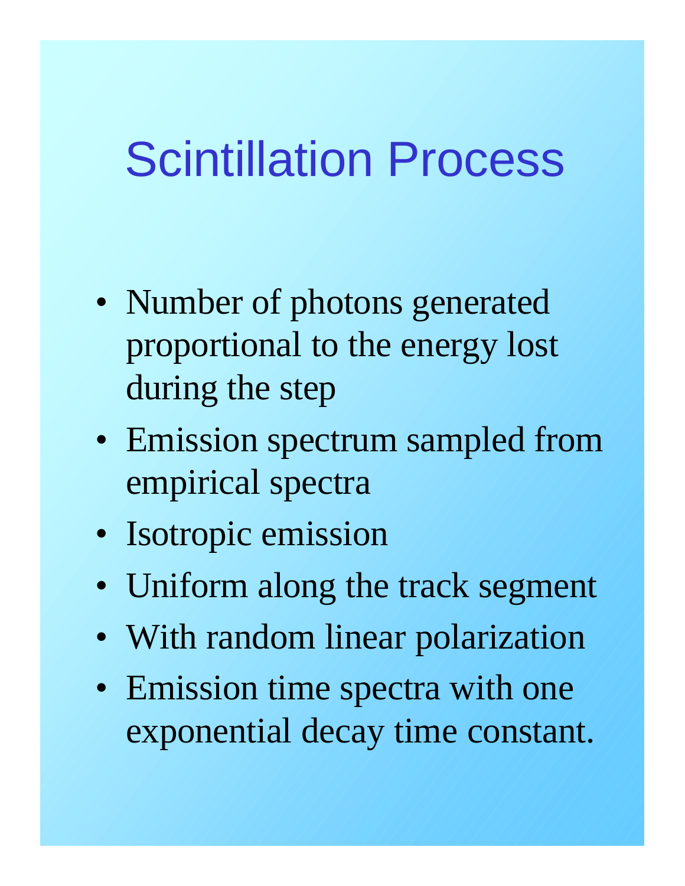# Scintillation Process

- Number of photons generated proportional to the energy lost during the step
- Emission spectrum sampled from empirical spectra
- Isotropic emission
- Uniform along the track segment
- With random linear polarization
- Emission time spectra with one exponential decay time constant.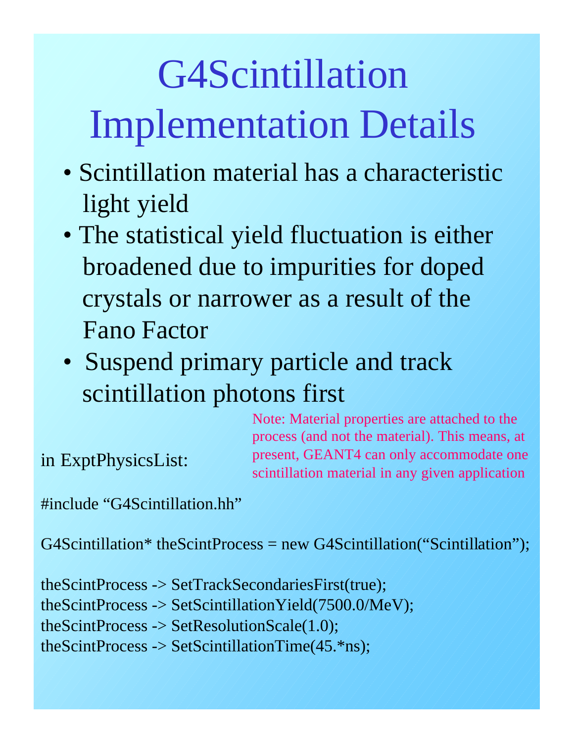# G4Scintillation Implementation Details

- Scintillation material has a characteristic light yield
- The statistical yield fluctuation is either broadened due to impurities for doped crystals or narrower as a result of the Fano Factor
- Suspend primary particle and track scintillation photons first

Note: Material properties are attached to the process (and not the material). This means, at present, GEANT4 can only accommodate one scintillation material in any given application

in ExptPhysicsList:

```
#include “G4Scintillation.hh”

G4Scintillation* theScintProcess = new G4Scintillation(“Scintillation”);

theScintProcess -> SetTrackSecondariesFirst(true);
theScintProcess -> SetScintillationYield(7500.0/MeV);
theScintProcess -> SetResolutionScale(1.0);
theScintProcess -> SetScintillationTime(45.*ns);
```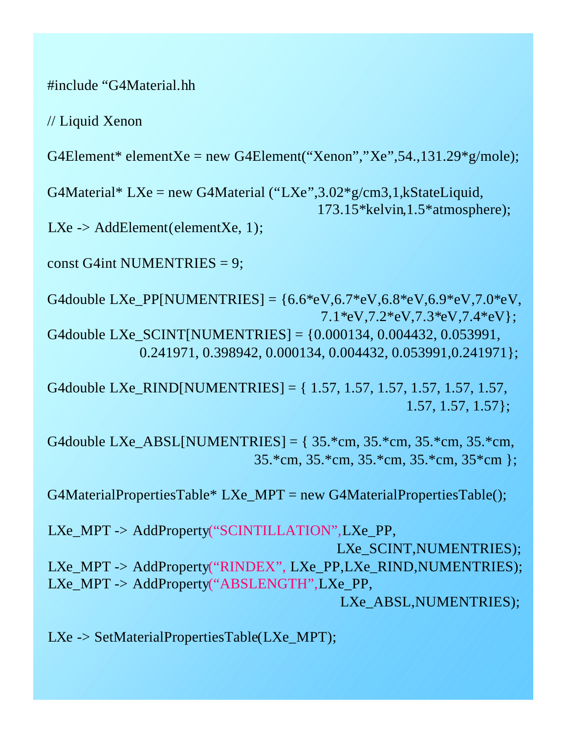```
#include "G4Material.hh

// Liquid Xenon

G4Element* elementXe = new G4Element("Xenon","Xe",54.,131.29*g/mole);

G4Material* LXe = new G4Material ("LXe",3.02*g/cm3,1,kStateLiquid,
                                  173.15*kelvin,1.5*atmosphere);
LXe -> AddElement(elementXe, 1);

const G4int NUMENTRIES = 9;

G4double LXe_PP[NUMENTRIES] = {6.6*eV,6.7*eV,6.8*eV,6.9*eV,7.0*eV,
                               7.1*eV,7.2*eV,7.3*eV,7.4*eV};
G4double LXe_SCINT[NUMENTRIES] = {0.000134, 0.004432, 0.053991,
          0.241971, 0.398942, 0.000134, 0.004432, 0.053991,0.241971};

G4double LXe_RIND[NUMENTRIES] = { 1.57, 1.57, 1.57, 1.57, 1.57, 1.57,
                                  1.57, 1.57, 1.57};

G4double LXe_ABSL[NUMENTRIES] = { 35.*cm, 35.*cm, 35.*cm, 35.*cm,
                          35.*cm, 35.*cm, 35.*cm, 35.*cm, 35*cm };

G4MaterialPropertiesTable* LXe_MPT = new G4MaterialPropertiesTable();

LXe_MPT -> AddProperty("SCINTILLATION",LXe_PP,
                                   LXe_SCINT,NUMENTRIES);
LXe_MPT -> AddProperty("RINDEX", LXe_PP,LXe_RIND,NUMENTRIES);
LXe_MPT -> AddProperty("ABSLENGTH",LXe_PP,
                                   LXe_ABSL,NUMENTRIES);

LXe -> SetMaterialPropertiesTable(LXe_MPT);
```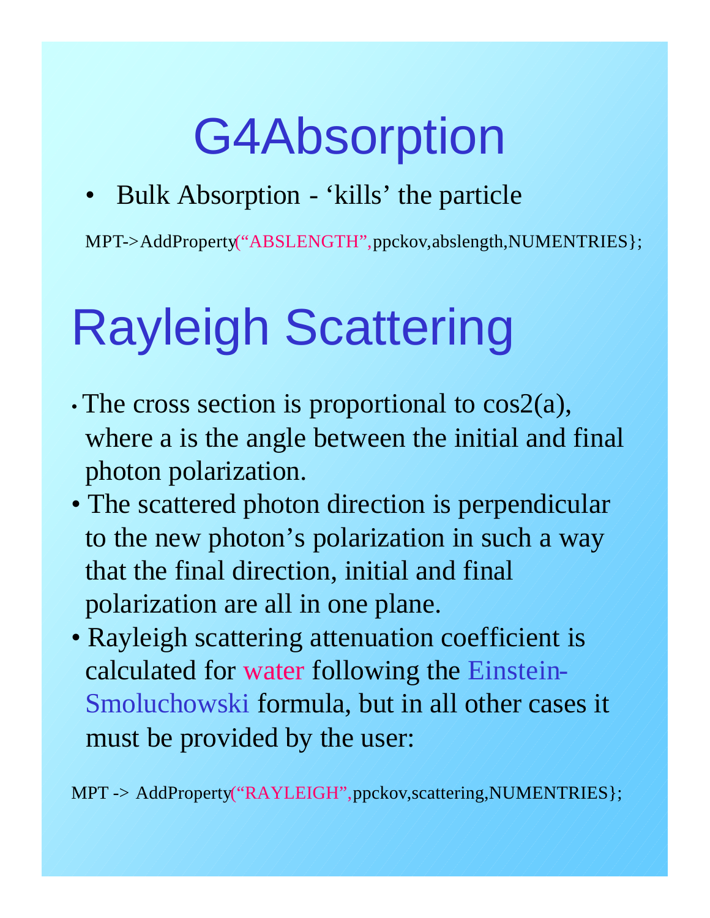# G4Absorption

- Bulk Absorption - 'kills' the particle

```
MPT->AddProperty("ABSLENGTH",ppckov,abslength,NUMENTRIES};
```

# Rayleigh Scattering

- The cross section is proportional to cos2(a), where a is the angle between the initial and final photon polarization.
- The scattered photon direction is perpendicular to the new photon's polarization in such a way that the final direction, initial and final polarization are all in one plane.
- Rayleigh scattering attenuation coefficient is calculated for water following the Einstein-Smoluchowski formula, but in all other cases it must be provided by the user:

```
MPT -> AddProperty("RAYLEIGH",ppckov,scattering,NUMENTRIES};
```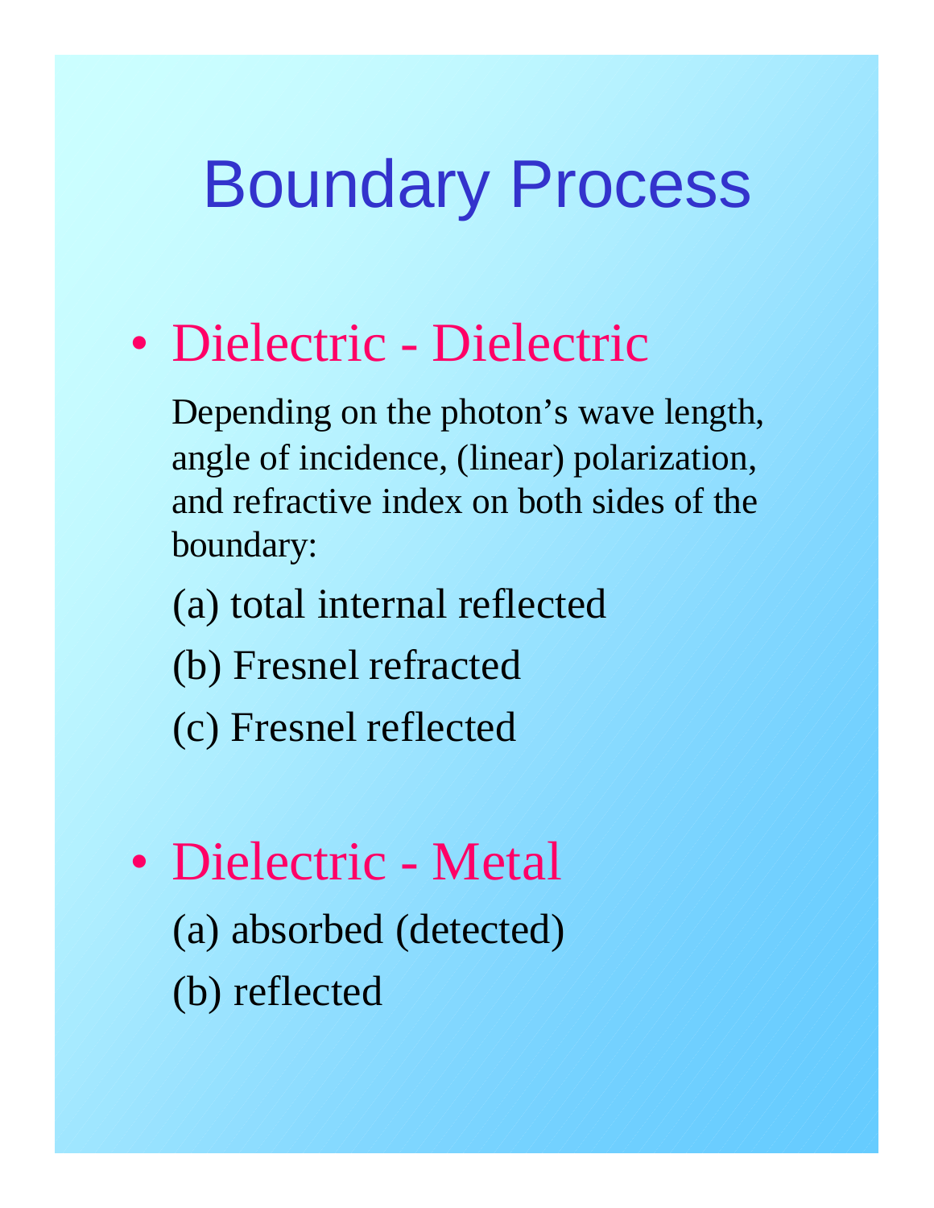# Boundary Process

- Dielectric - Dielectric

  Depending on the photon's wave length, angle of incidence, (linear) polarization, and refractive index on both sides of the boundary:

  (a) total internal reflected

  (b) Fresnel refracted

  (c) Fresnel reflected

- Dielectric - Metal

  (a) absorbed (detected)

  (b) reflected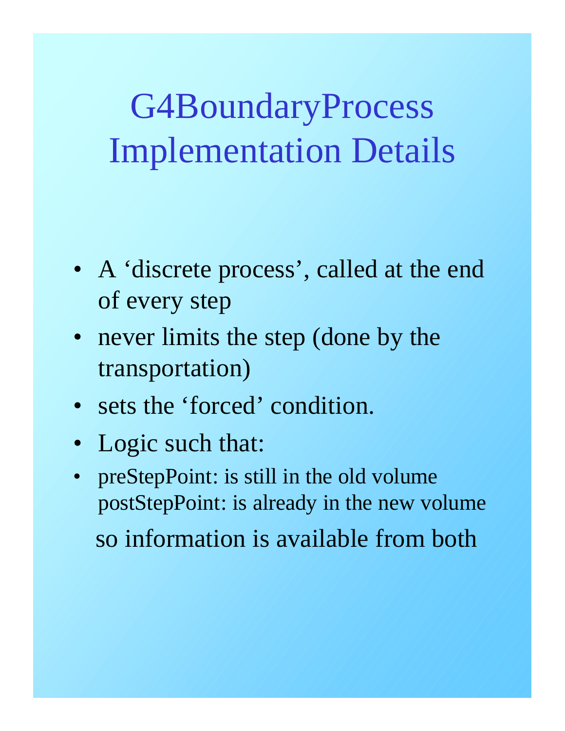# G4BoundaryProcess Implementation Details

- A ‘discrete process’, called at the end of every step
- never limits the step (done by the transportation)
- sets the ‘forced’ condition.
- Logic such that:
- preStepPoint: is still in the old volume
  postStepPoint: is already in the new volume

  so information is available from both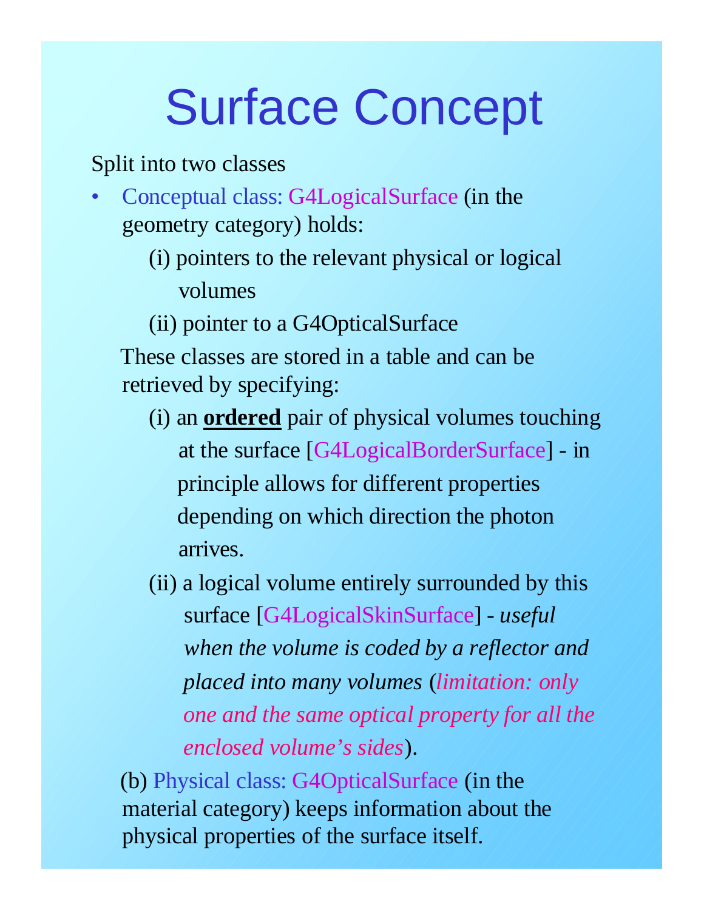# Surface Concept

Split into two classes

- Conceptual class: G4LogicalSurface (in the geometry category) holds:

    (i) pointers to the relevant physical or logical volumes

    (ii) pointer to a G4OpticalSurface

  These classes are stored in a table and can be retrieved by specifying:

    (i) an **ordered** pair of physical volumes touching at the surface [G4LogicalBorderSurface] - in principle allows for different properties depending on which direction the photon arrives.

    (ii) a logical volume entirely surrounded by this surface [G4LogicalSkinSurface] - *useful when the volume is coded by a reflector and placed into many volumes* (*limitation: only one and the same optical property for all the enclosed volume's sides*).

(b) Physical class: G4OpticalSurface (in the material category) keeps information about the physical properties of the surface itself.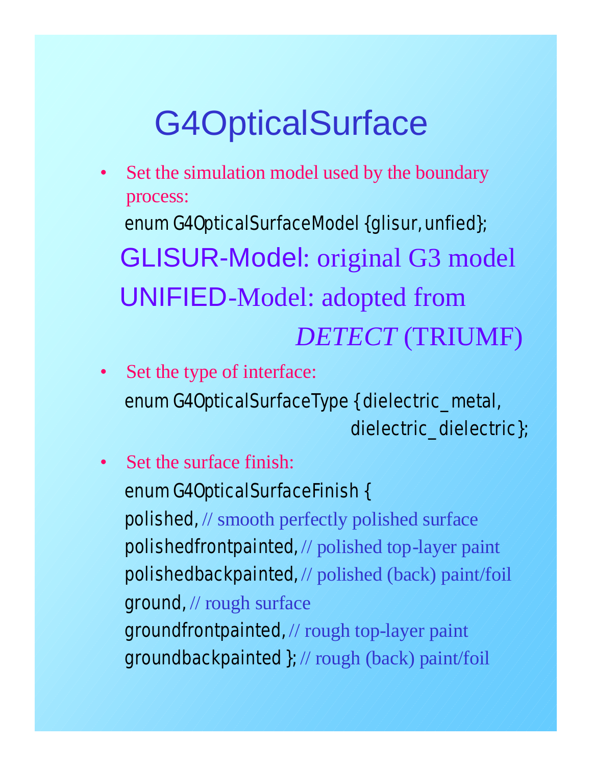# G4OpticalSurface

- Set the simulation model used by the boundary process:

```
enum G4OpticalSurfaceModel {glisur, unfied};
```

GLISUR-Model: original G3 model

UNIFIED-Model: adopted from *DETECT* (TRIUMF)

- Set the type of interface:

```
enum G4OpticalSurfaceType {dielectric_metal,
                           dielectric_dielectric};
```

- Set the surface finish:

```
enum G4OpticalSurfaceFinish {
polished, // smooth perfectly polished surface
polishedfrontpainted, // polished top-layer paint
polishedbackpainted, // polished (back) paint/foil
ground, // rough surface
groundfrontpainted, // rough top-layer paint
groundbackpainted }; // rough (back) paint/foil
```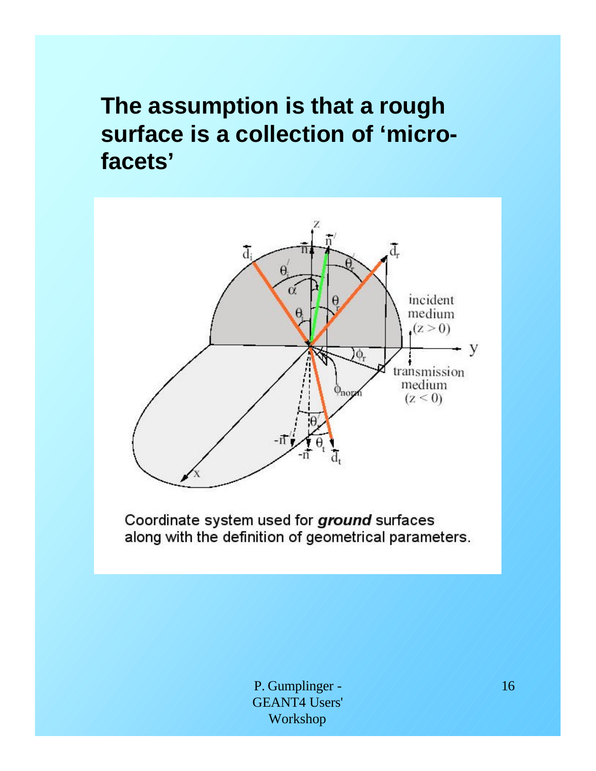# The assumption is that a rough surface is a collection of 'micro-facets'

Coordinate system used for ***ground*** surfaces along with the definition of geometrical parameters.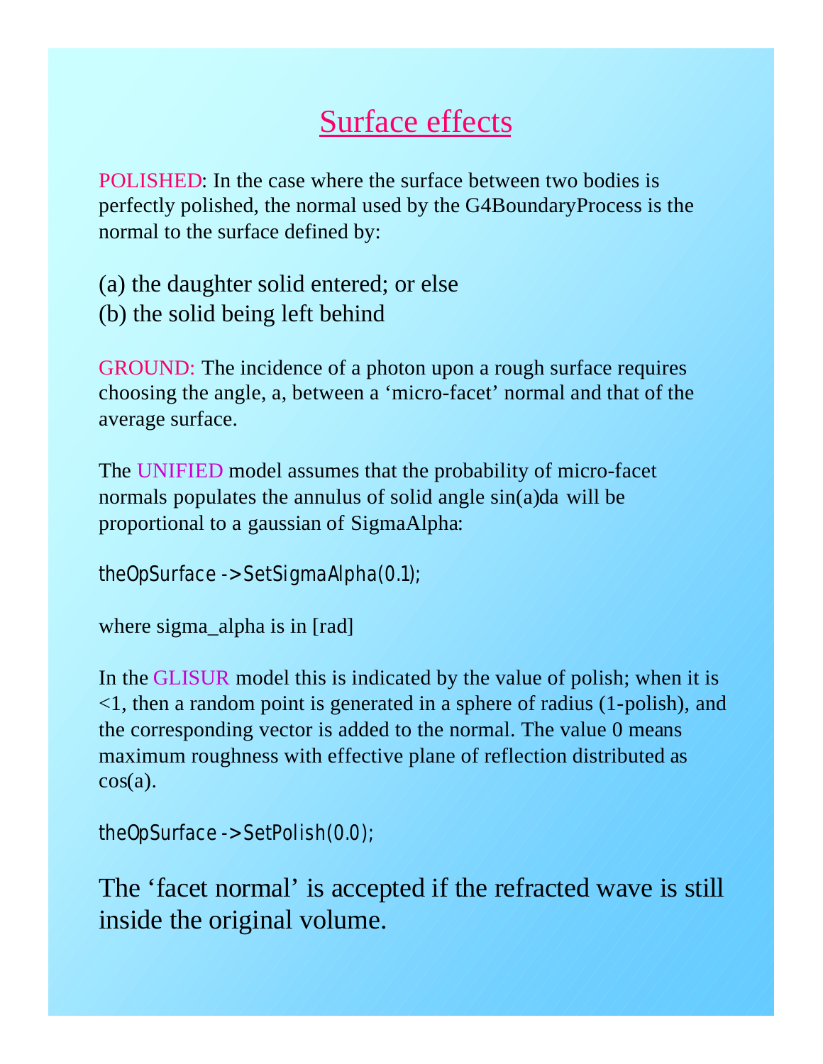# Surface effects

POLISHED: In the case where the surface between two bodies is perfectly polished, the normal used by the G4BoundaryProcess is the normal to the surface defined by:

(a) the daughter solid entered; or else
(b) the solid being left behind

GROUND: The incidence of a photon upon a rough surface requires choosing the angle, a, between a 'micro-facet' normal and that of the average surface.

The UNIFIED model assumes that the probability of micro-facet normals populates the annulus of solid angle sin(a)da will be proportional to a gaussian of SigmaAlpha:

```
theOpSurface ->SetSigmaAlpha(0.1);
```

where sigma_alpha is in [rad]

In the GLISUR model this is indicated by the value of polish; when it is <1, then a random point is generated in a sphere of radius (1-polish), and the corresponding vector is added to the normal. The value 0 means maximum roughness with effective plane of reflection distributed as cos(a).

```
theOpSurface ->SetPolish(0.0);
```

The 'facet normal' is accepted if the refracted wave is still inside the original volume.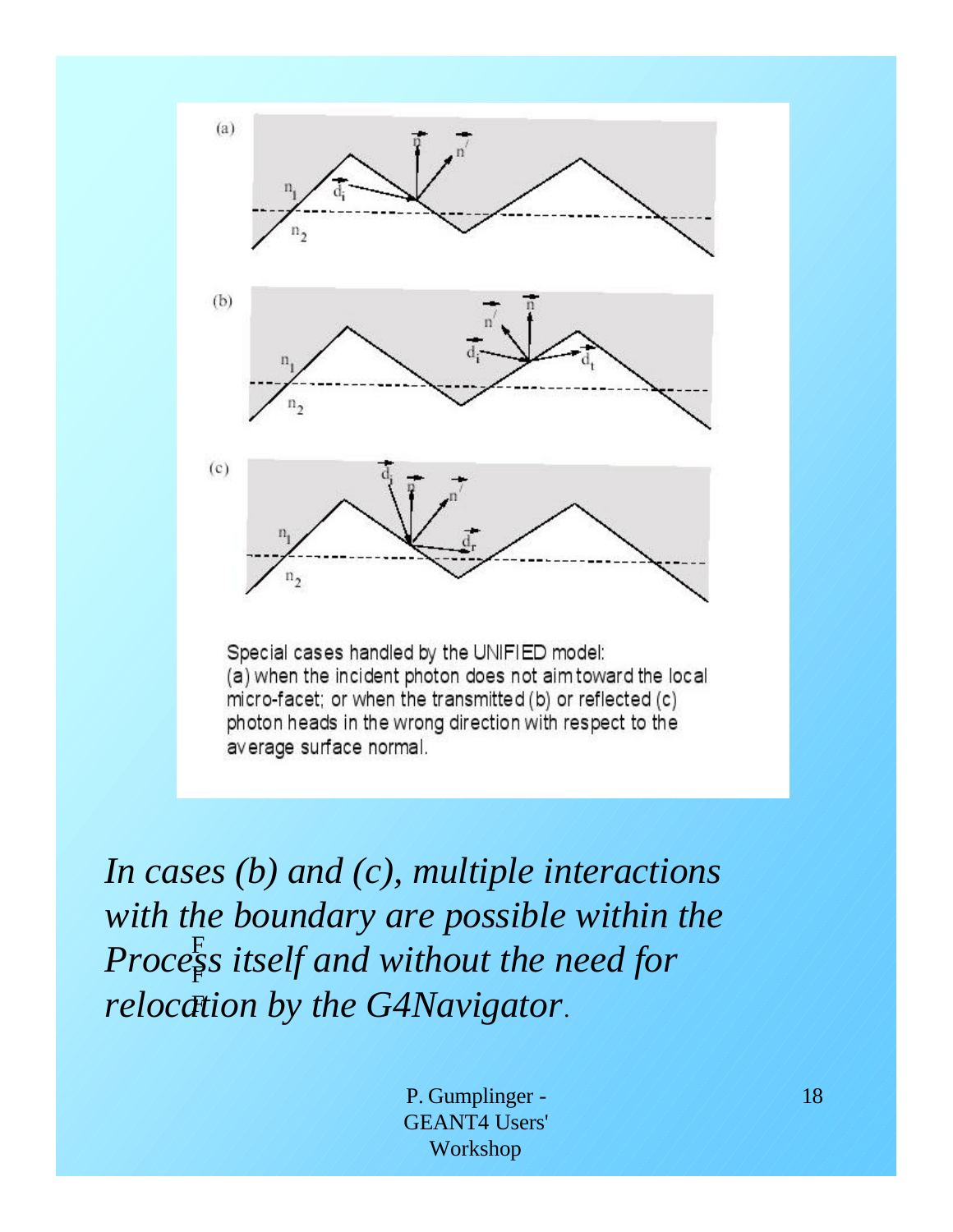Special cases handled by the UNIFIED model: (a) when the incident photon does not aim toward the local micro-facet; or when the transmitted (b) or reflected (c) photon heads in the wrong direction with respect to the average surface normal.

*In cases (b) and (c), multiple interactions with the boundary are possible within the Process itself and without the need for relocation by the G4Navigator.*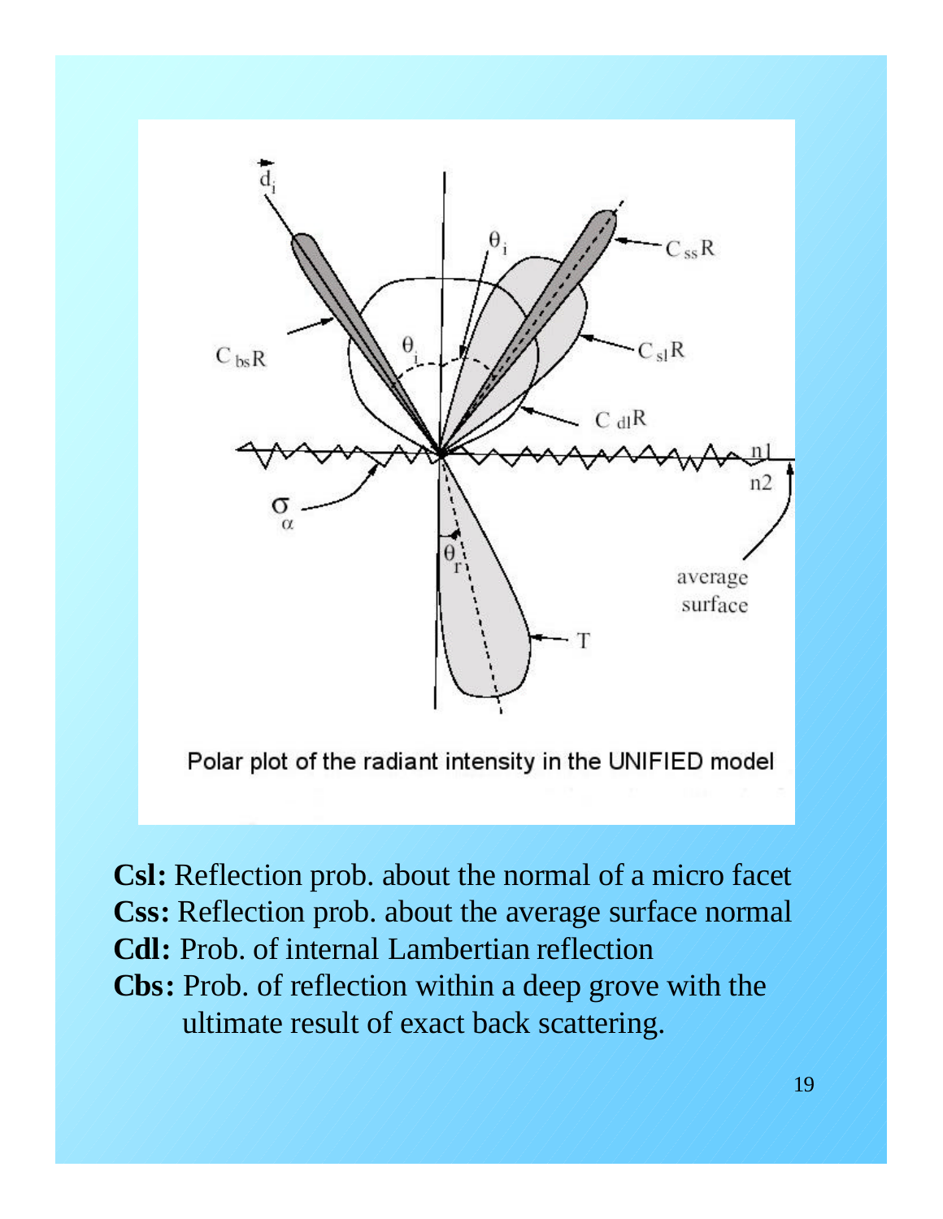Polar plot of the radiant intensity in the UNIFIED model

**Csl:** Reflection prob. about the normal of a micro facet
**Css:** Reflection prob. about the average surface normal
**Cdl:** Prob. of internal Lambertian reflection
**Cbs:** Prob. of reflection within a deep grove with the ultimate result of exact back scattering.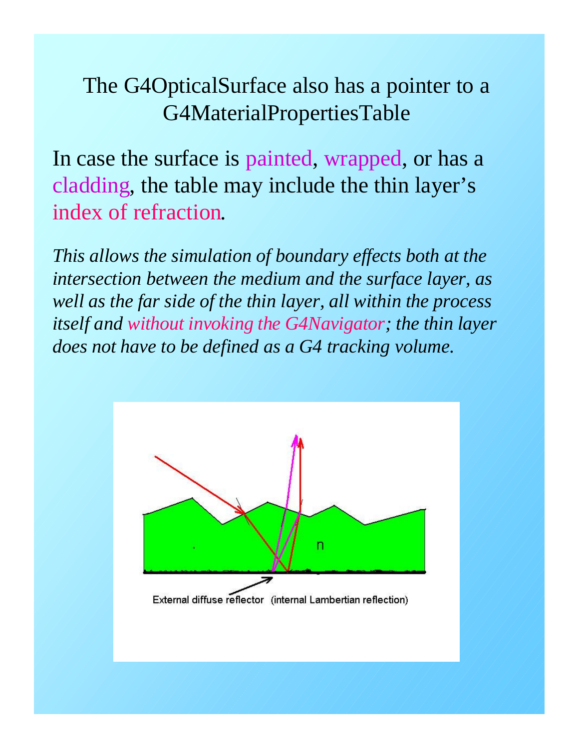The G4OpticalSurface also has a pointer to a G4MaterialPropertiesTable

In case the surface is painted, wrapped, or has a cladding, the table may include the thin layer's index of refraction.

*This allows the simulation of boundary effects both at the intersection between the medium and the surface layer, as well as the far side of the thin layer, all within the process itself and without invoking the G4Navigator; the thin layer does not have to be defined as a G4 tracking volume.*

External diffuse reflector (internal Lambertian reflection)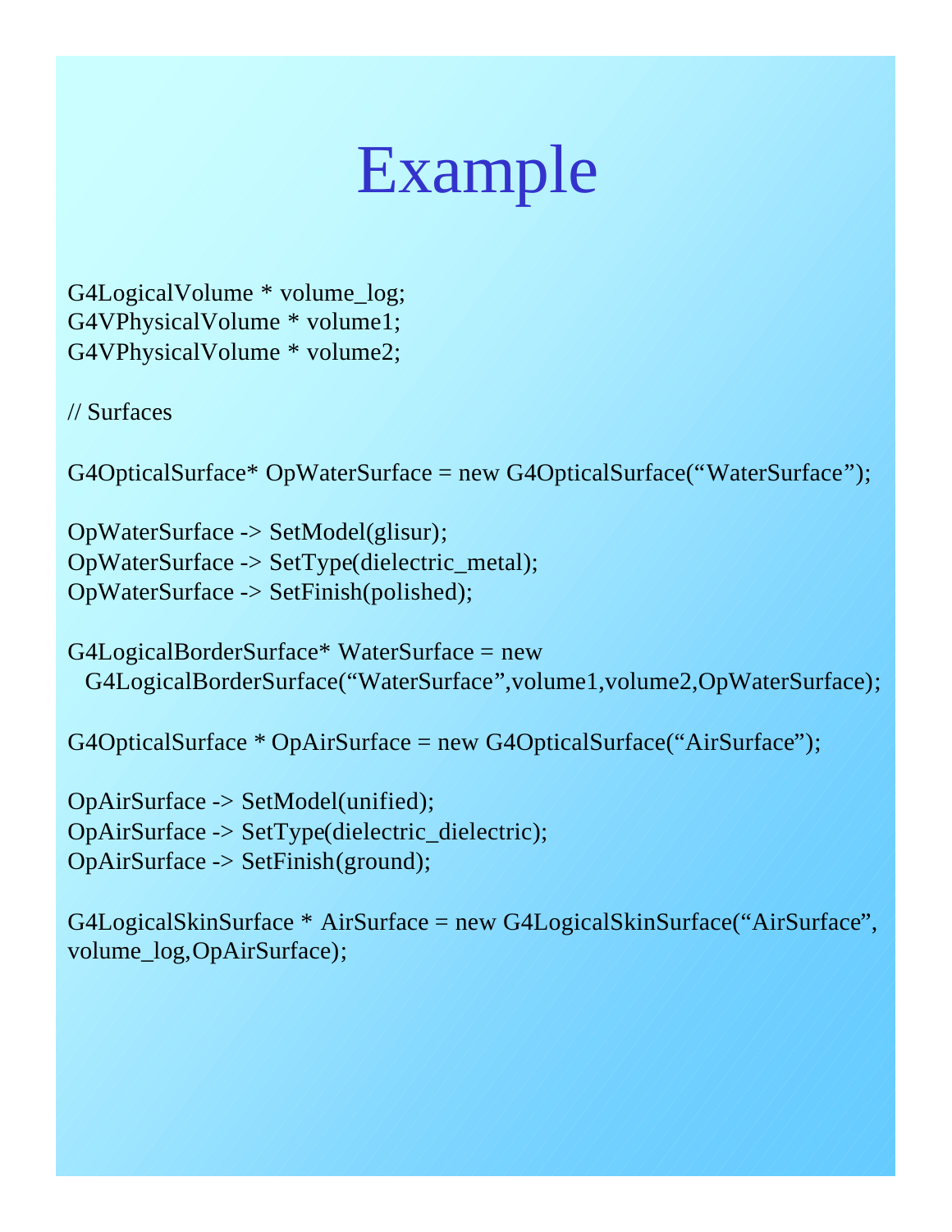# Example

```
G4LogicalVolume * volume_log;
G4VPhysicalVolume * volume1;
G4VPhysicalVolume * volume2;

// Surfaces

G4OpticalSurface* OpWaterSurface = new G4OpticalSurface("WaterSurface");

OpWaterSurface -> SetModel(glisur);
OpWaterSurface -> SetType(dielectric_metal);
OpWaterSurface -> SetFinish(polished);

G4LogicalBorderSurface* WaterSurface = new
  G4LogicalBorderSurface("WaterSurface",volume1,volume2,OpWaterSurface);

G4OpticalSurface * OpAirSurface = new G4OpticalSurface("AirSurface");

OpAirSurface -> SetModel(unified);
OpAirSurface -> SetType(dielectric_dielectric);
OpAirSurface -> SetFinish(ground);

G4LogicalSkinSurface * AirSurface = new G4LogicalSkinSurface("AirSurface",
volume_log,OpAirSurface);
```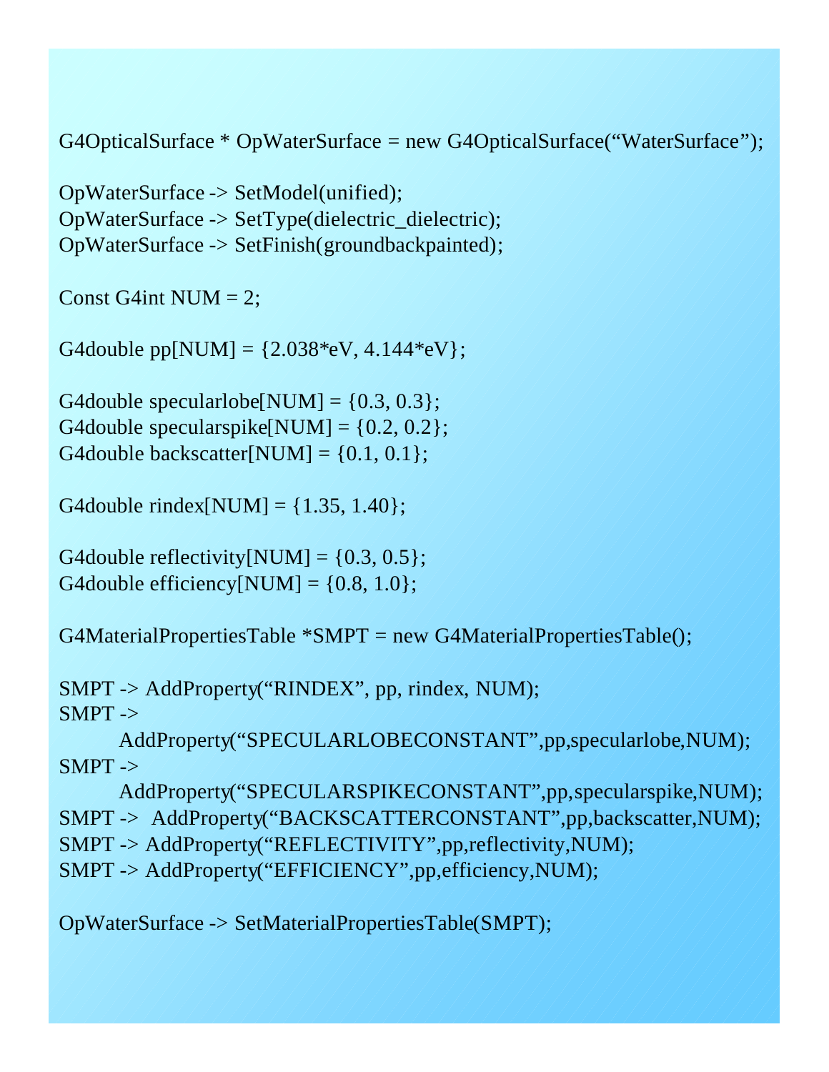```
G4OpticalSurface * OpWaterSurface = new G4OpticalSurface(“WaterSurface”);

OpWaterSurface -> SetModel(unified);
OpWaterSurface -> SetType(dielectric_dielectric);
OpWaterSurface -> SetFinish(groundbackpainted);

Const G4int NUM = 2;

G4double pp[NUM] = {2.038*eV, 4.144*eV};

G4double specularlobe[NUM] = {0.3, 0.3};
G4double specularspike[NUM] = {0.2, 0.2};
G4double backscatter[NUM] = {0.1, 0.1};

G4double rindex[NUM] = {1.35, 1.40};

G4double reflectivity[NUM] = {0.3, 0.5};
G4double efficiency[NUM] = {0.8, 1.0};

G4MaterialPropertiesTable *SMPT = new G4MaterialPropertiesTable();

SMPT -> AddProperty(“RINDEX”, pp, rindex, NUM);
SMPT ->
        AddProperty(“SPECULARLOBECONSTANT”,pp,specularlobe,NUM);
SMPT ->
        AddProperty(“SPECULARSPIKECONSTANT”,pp,specularspike,NUM);
SMPT ->  AddProperty(“BACKSCATTERCONSTANT”,pp,backscatter,NUM);
SMPT -> AddProperty(“REFLECTIVITY”,pp,reflectivity,NUM);
SMPT -> AddProperty(“EFFICIENCY”,pp,efficiency,NUM);

OpWaterSurface -> SetMaterialPropertiesTable(SMPT);
```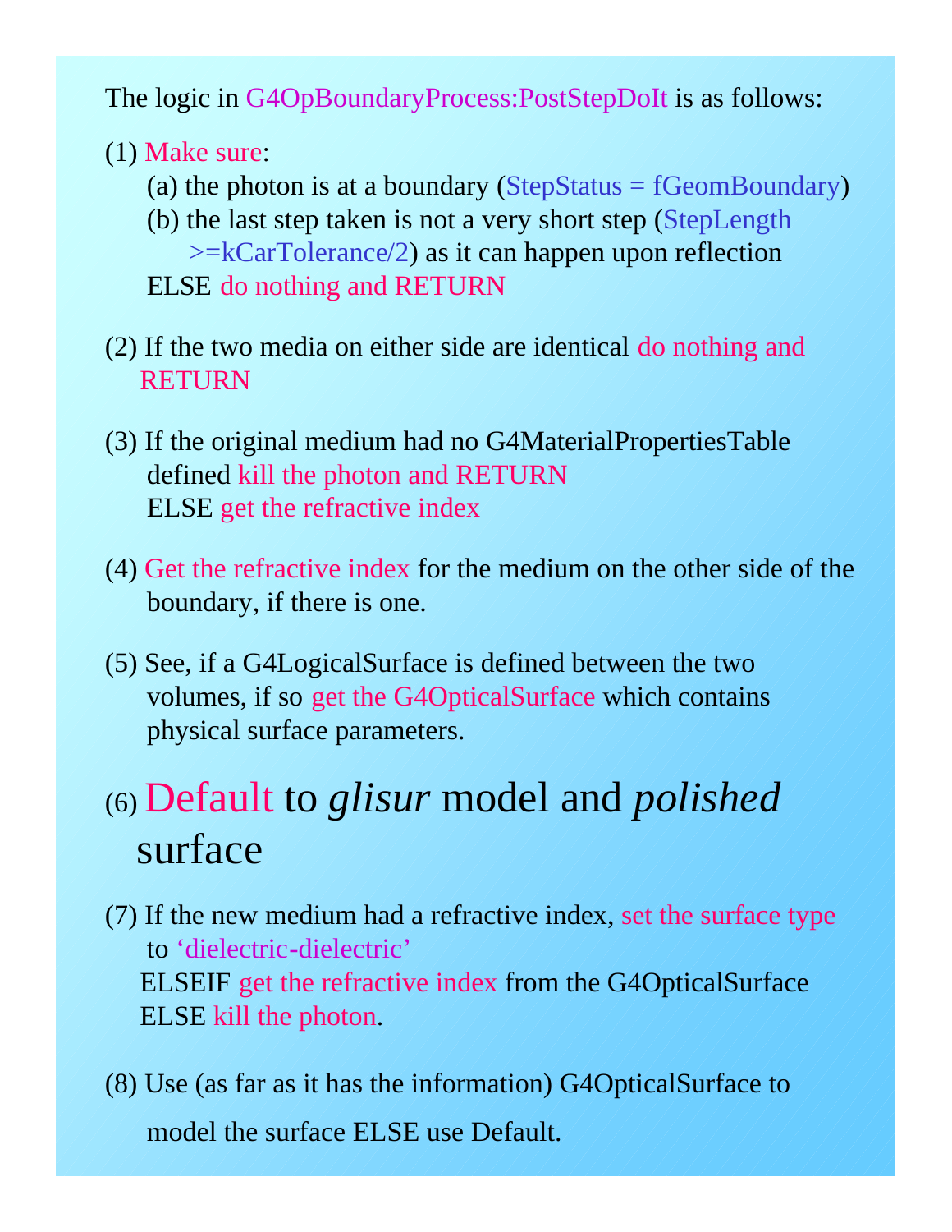The logic in G4OpBoundaryProcess:PostStepDoIt is as follows:

(1) Make sure:
  (a) the photon is at a boundary (StepStatus = fGeomBoundary)
  (b) the last step taken is not a very short step (StepLength >=kCarTolerance/2) as it can happen upon reflection
  ELSE do nothing and RETURN

(2) If the two media on either side are identical do nothing and RETURN

(3) If the original medium had no G4MaterialPropertiesTable defined kill the photon and RETURN
  ELSE get the refractive index

(4) Get the refractive index for the medium on the other side of the boundary, if there is one.

(5) See, if a G4LogicalSurface is defined between the two volumes, if so get the G4OpticalSurface which contains physical surface parameters.

(6) Default to *glisur* model and *polished* surface

(7) If the new medium had a refractive index, set the surface type to 'dielectric-dielectric'
  ELSEIF get the refractive index from the G4OpticalSurface
  ELSE kill the photon.

(8) Use (as far as it has the information) G4OpticalSurface to model the surface ELSE use Default.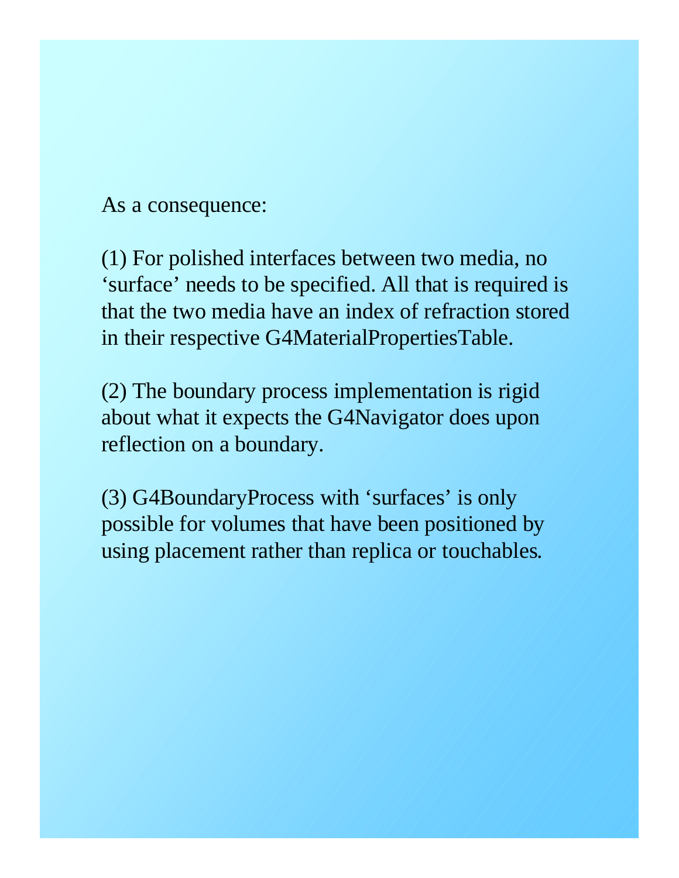As a consequence:

(1) For polished interfaces between two media, no ‘surface’ needs to be specified. All that is required is that the two media have an index of refraction stored in their respective G4MaterialPropertiesTable.

(2) The boundary process implementation is rigid about what it expects the G4Navigator does upon reflection on a boundary.

(3) G4BoundaryProcess with ‘surfaces’ is only possible for volumes that have been positioned by using placement rather than replica or touchables.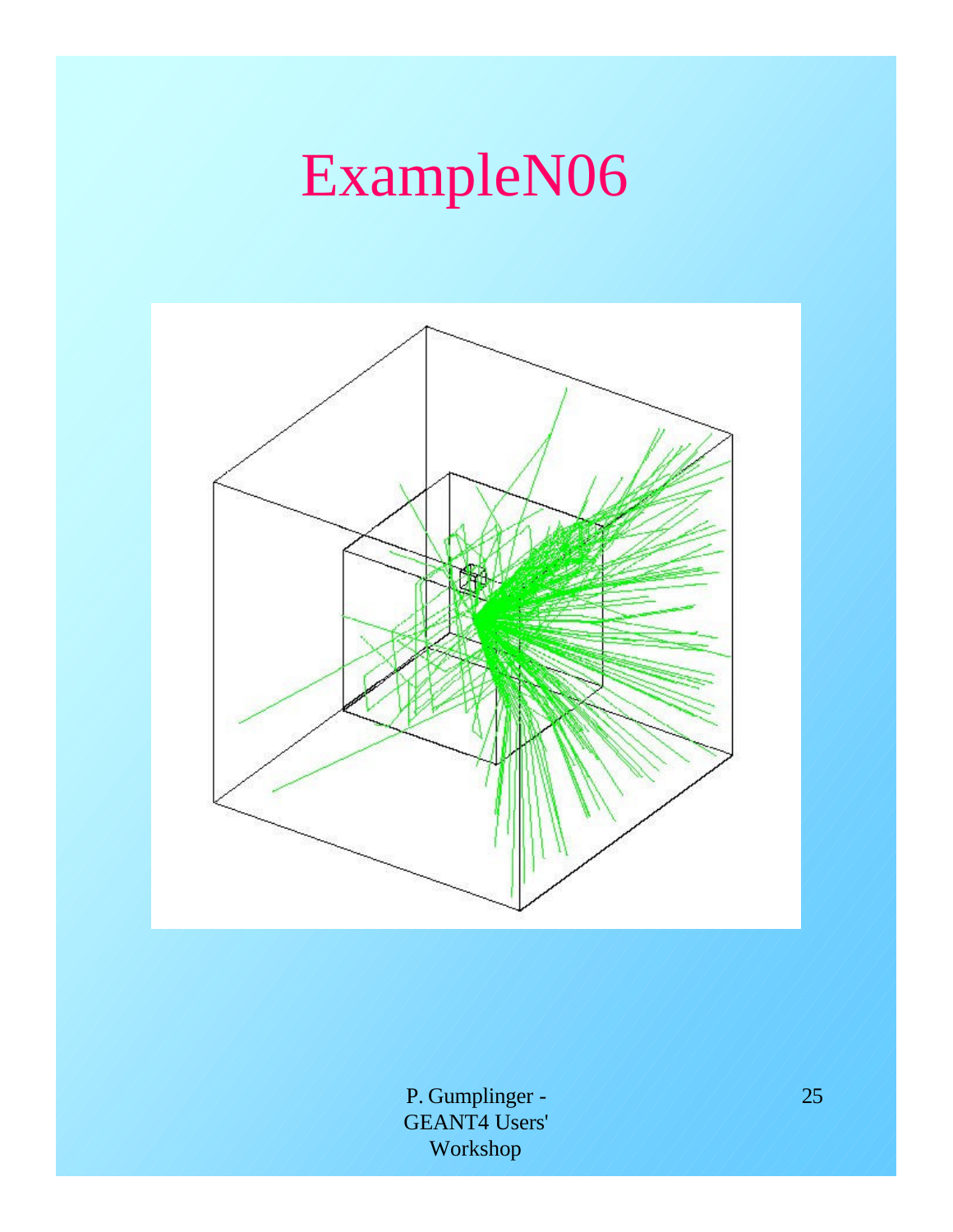# ExampleN06